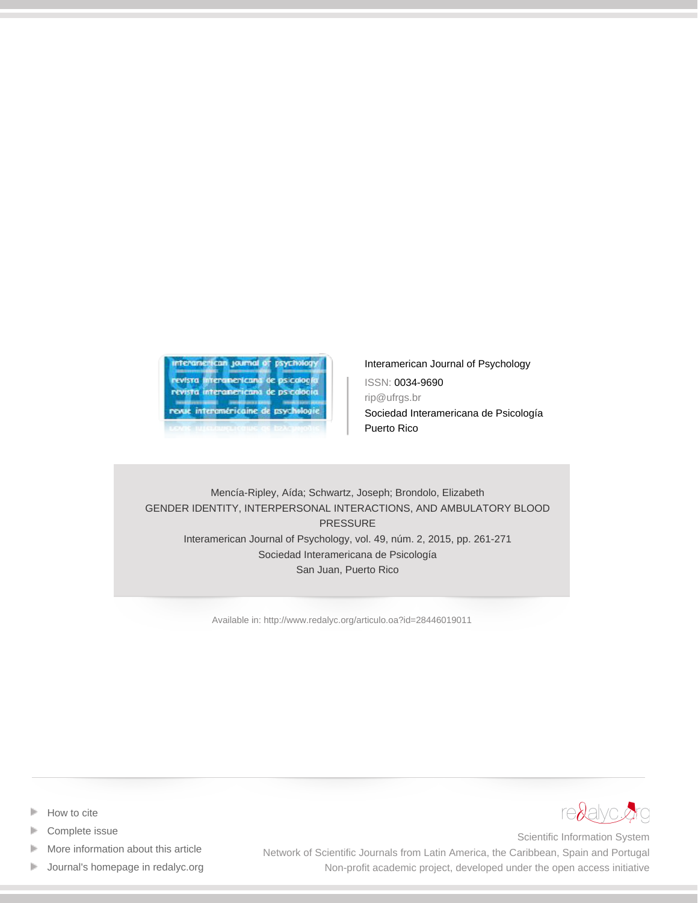Interamerican Journal of Psychology

ISSN: 0034-9690

rip@ufrgs.br

Sociedad Interamericana de Psicología

Puerto Rico

Mencía-Ripley, Aída; Schwartz, Joseph; Brondolo, Elizabeth

GENDER IDENTITY, INTERPERSONAL INTERACTIONS, AND AMBULATORY BLOOD PRESSURE

Interamerican Journal of Psychology, vol. 49, núm. 2, 2015, pp. 261-271

Sociedad Interamericana de Psicología

San Juan, Puerto Rico

Available in: http://www.redalyc.org/articulo.oa?id=28446019011

- How to cite
- Complete issue
- More information about this article
- Journal's homepage in redalyc.org

redalyc.org

Scientific Information System

Network of Scientific Journals from Latin America, the Caribbean, Spain and Portugal

Non-profit academic project, developed under the open access initiative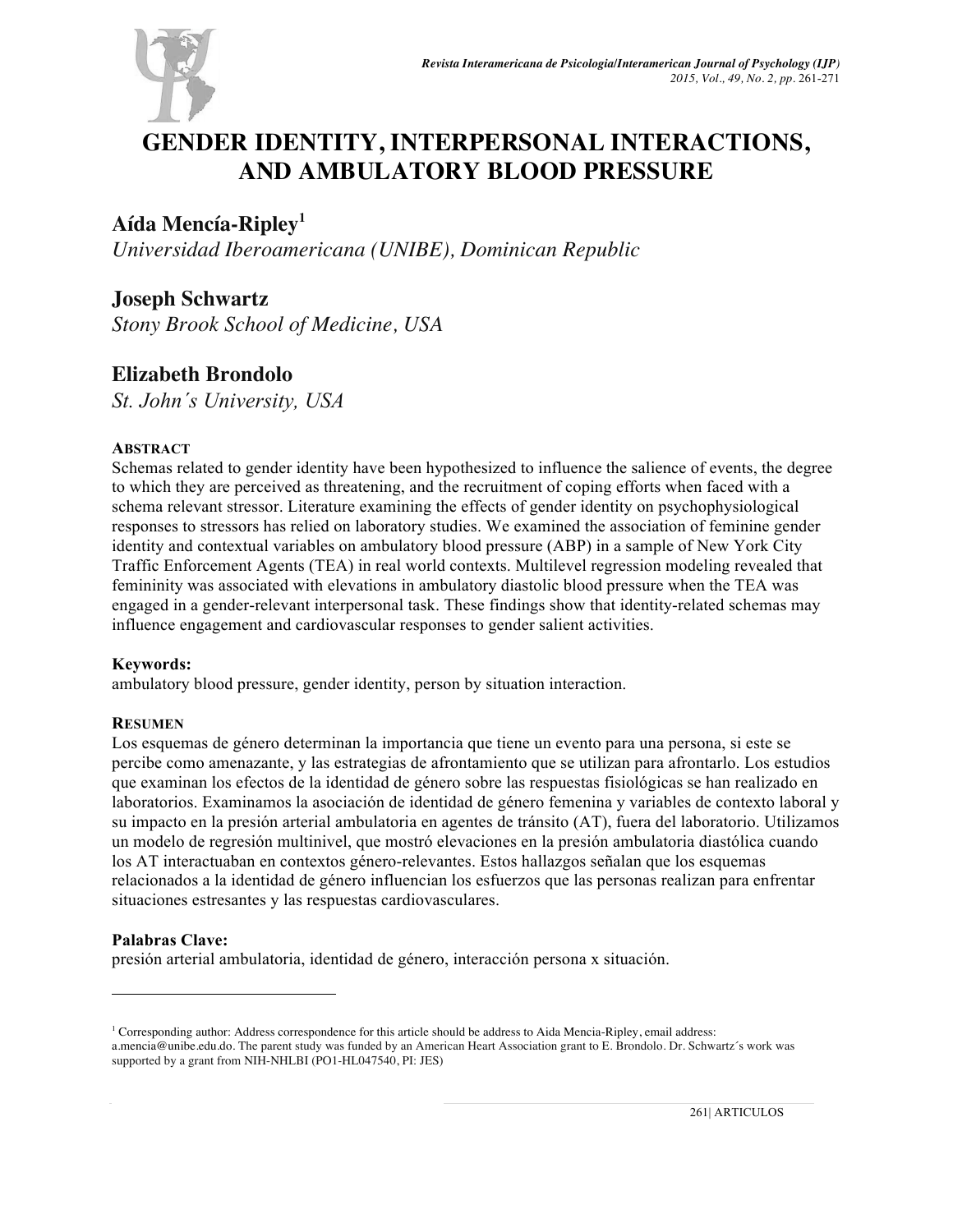# GENDER IDENTITY, INTERPERSONAL INTERACTIONS, AND AMBULATORY BLOOD PRESSURE

## Aída Mencía-Ripley[1]

*Universidad Iberoamericana (UNIBE), Dominican Republic*

## Joseph Schwartz

*Stony Brook School of Medicine, USA*

## Elizabeth Brondolo

*St. John´s University, USA*

### ABSTRACT

Schemas related to gender identity have been hypothesized to influence the salience of events, the degree to which they are perceived as threatening, and the recruitment of coping efforts when faced with a schema relevant stressor. Literature examining the effects of gender identity on psychophysiological responses to stressors has relied on laboratory studies. We examined the association of feminine gender identity and contextual variables on ambulatory blood pressure (ABP) in a sample of New York City Traffic Enforcement Agents (TEA) in real world contexts. Multilevel regression modeling revealed that femininity was associated with elevations in ambulatory diastolic blood pressure when the TEA was engaged in a gender-relevant interpersonal task. These findings show that identity-related schemas may influence engagement and cardiovascular responses to gender salient activities.

**Keywords:**
ambulatory blood pressure, gender identity, person by situation interaction.

### RESUMEN

Los esquemas de género determinan la importancia que tiene un evento para una persona, si este se percibe como amenazante, y las estrategias de afrontamiento que se utilizan para afrontarlo. Los estudios que examinan los efectos de la identidad de género sobre las respuestas fisiológicas se han realizado en laboratorios. Examinamos la asociación de identidad de género femenina y variables de contexto laboral y su impacto en la presión arterial ambulatoria en agentes de tránsito (AT), fuera del laboratorio. Utilizamos un modelo de regresión multinivel, que mostró elevaciones en la presión ambulatoria diastólica cuando los AT interactuaban en contextos género-relevantes. Estos hallazgos señalan que los esquemas relacionados a la identidad de género influencian los esfuerzos que las personas realizan para enfrentar situaciones estresantes y las respuestas cardiovasculares.

**Palabras Clave:**
presión arterial ambulatoria, identidad de género, interacción persona x situación.

---

[1] Corresponding author: Address correspondence for this article should be address to Aida Mencia-Ripley, email address: a.mencia@unibe.edu.do. The parent study was funded by an American Heart Association grant to E. Brondolo. Dr. Schwartz´s work was supported by a grant from NIH-NHLBI (PO1-HL047540, PI: JES)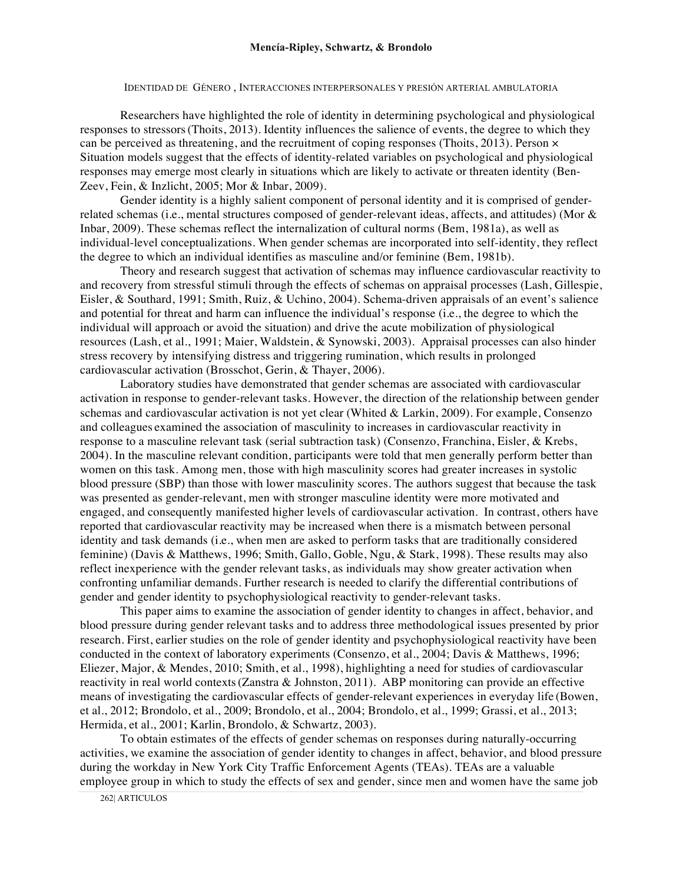Researchers have highlighted the role of identity in determining psychological and physiological responses to stressors (Thoits, 2013). Identity influences the salience of events, the degree to which they can be perceived as threatening, and the recruitment of coping responses (Thoits, 2013). Person × Situation models suggest that the effects of identity-related variables on psychological and physiological responses may emerge most clearly in situations which are likely to activate or threaten identity (Ben-Zeev, Fein, & Inzlicht, 2005; Mor & Inbar, 2009).

Gender identity is a highly salient component of personal identity and it is comprised of gender-related schemas (i.e., mental structures composed of gender-relevant ideas, affects, and attitudes) (Mor & Inbar, 2009). These schemas reflect the internalization of cultural norms (Bem, 1981a), as well as individual-level conceptualizations. When gender schemas are incorporated into self-identity, they reflect the degree to which an individual identifies as masculine and/or feminine (Bem, 1981b).

Theory and research suggest that activation of schemas may influence cardiovascular reactivity to and recovery from stressful stimuli through the effects of schemas on appraisal processes (Lash, Gillespie, Eisler, & Southard, 1991; Smith, Ruiz, & Uchino, 2004). Schema-driven appraisals of an event's salience and potential for threat and harm can influence the individual's response (i.e., the degree to which the individual will approach or avoid the situation) and drive the acute mobilization of physiological resources (Lash, et al., 1991; Maier, Waldstein, & Synowski, 2003). Appraisal processes can also hinder stress recovery by intensifying distress and triggering rumination, which results in prolonged cardiovascular activation (Brosschot, Gerin, & Thayer, 2006).

Laboratory studies have demonstrated that gender schemas are associated with cardiovascular activation in response to gender-relevant tasks. However, the direction of the relationship between gender schemas and cardiovascular activation is not yet clear (Whited & Larkin, 2009). For example, Consenzo and colleagues examined the association of masculinity to increases in cardiovascular reactivity in response to a masculine relevant task (serial subtraction task) (Consenzo, Franchina, Eisler, & Krebs, 2004). In the masculine relevant condition, participants were told that men generally perform better than women on this task. Among men, those with high masculinity scores had greater increases in systolic blood pressure (SBP) than those with lower masculinity scores. The authors suggest that because the task was presented as gender-relevant, men with stronger masculine identity were more motivated and engaged, and consequently manifested higher levels of cardiovascular activation. In contrast, others have reported that cardiovascular reactivity may be increased when there is a mismatch between personal identity and task demands (i.e., when men are asked to perform tasks that are traditionally considered feminine) (Davis & Matthews, 1996; Smith, Gallo, Goble, Ngu, & Stark, 1998). These results may also reflect inexperience with the gender relevant tasks, as individuals may show greater activation when confronting unfamiliar demands. Further research is needed to clarify the differential contributions of gender and gender identity to psychophysiological reactivity to gender-relevant tasks.

This paper aims to examine the association of gender identity to changes in affect, behavior, and blood pressure during gender relevant tasks and to address three methodological issues presented by prior research. First, earlier studies on the role of gender identity and psychophysiological reactivity have been conducted in the context of laboratory experiments (Consenzo, et al., 2004; Davis & Matthews, 1996; Eliezer, Major, & Mendes, 2010; Smith, et al., 1998), highlighting a need for studies of cardiovascular reactivity in real world contexts (Zanstra & Johnston, 2011). ABP monitoring can provide an effective means of investigating the cardiovascular effects of gender-relevant experiences in everyday life (Bowen, et al., 2012; Brondolo, et al., 2009; Brondolo, et al., 2004; Brondolo, et al., 1999; Grassi, et al., 2013; Hermida, et al., 2001; Karlin, Brondolo, & Schwartz, 2003).

To obtain estimates of the effects of gender schemas on responses during naturally-occurring activities, we examine the association of gender identity to changes in affect, behavior, and blood pressure during the workday in New York City Traffic Enforcement Agents (TEAs). TEAs are a valuable employee group in which to study the effects of sex and gender, since men and women have the same job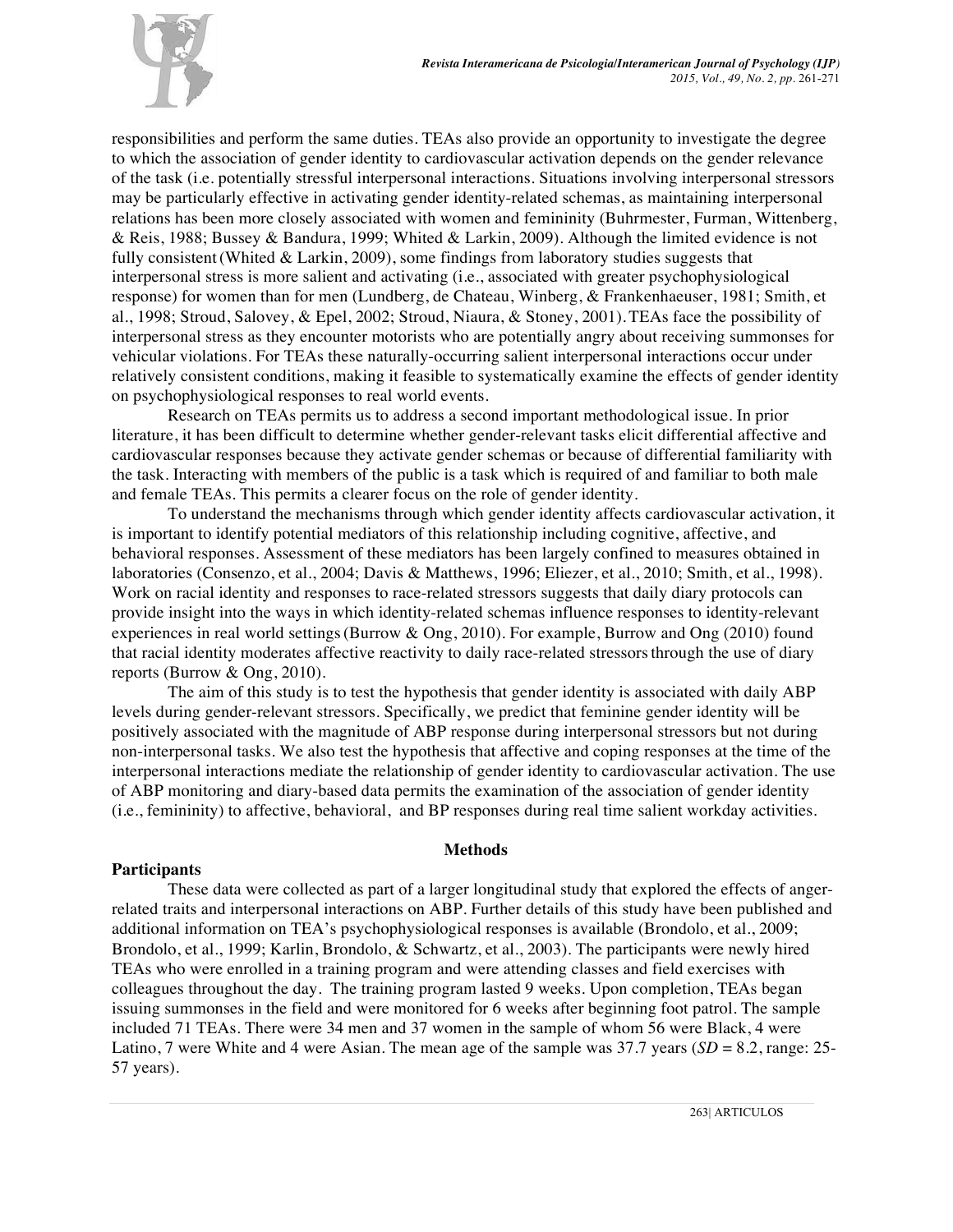responsibilities and perform the same duties. TEAs also provide an opportunity to investigate the degree to which the association of gender identity to cardiovascular activation depends on the gender relevance of the task (i.e. potentially stressful interpersonal interactions. Situations involving interpersonal stressors may be particularly effective in activating gender identity-related schemas, as maintaining interpersonal relations has been more closely associated with women and femininity (Buhrmester, Furman, Wittenberg, & Reis, 1988; Bussey & Bandura, 1999; Whited & Larkin, 2009). Although the limited evidence is not fully consistent (Whited & Larkin, 2009), some findings from laboratory studies suggests that interpersonal stress is more salient and activating (i.e., associated with greater psychophysiological response) for women than for men (Lundberg, de Chateau, Winberg, & Frankenhaeuser, 1981; Smith, et al., 1998; Stroud, Salovey, & Epel, 2002; Stroud, Niaura, & Stoney, 2001). TEAs face the possibility of interpersonal stress as they encounter motorists who are potentially angry about receiving summonses for vehicular violations. For TEAs these naturally-occurring salient interpersonal interactions occur under relatively consistent conditions, making it feasible to systematically examine the effects of gender identity on psychophysiological responses to real world events.

Research on TEAs permits us to address a second important methodological issue. In prior literature, it has been difficult to determine whether gender-relevant tasks elicit differential affective and cardiovascular responses because they activate gender schemas or because of differential familiarity with the task. Interacting with members of the public is a task which is required of and familiar to both male and female TEAs. This permits a clearer focus on the role of gender identity.

To understand the mechanisms through which gender identity affects cardiovascular activation, it is important to identify potential mediators of this relationship including cognitive, affective, and behavioral responses. Assessment of these mediators has been largely confined to measures obtained in laboratories (Consenzo, et al., 2004; Davis & Matthews, 1996; Eliezer, et al., 2010; Smith, et al., 1998). Work on racial identity and responses to race-related stressors suggests that daily diary protocols can provide insight into the ways in which identity-related schemas influence responses to identity-relevant experiences in real world settings (Burrow & Ong, 2010). For example, Burrow and Ong (2010) found that racial identity moderates affective reactivity to daily race-related stressors through the use of diary reports (Burrow & Ong, 2010).

The aim of this study is to test the hypothesis that gender identity is associated with daily ABP levels during gender-relevant stressors. Specifically, we predict that feminine gender identity will be positively associated with the magnitude of ABP response during interpersonal stressors but not during non-interpersonal tasks. We also test the hypothesis that affective and coping responses at the time of the interpersonal interactions mediate the relationship of gender identity to cardiovascular activation. The use of ABP monitoring and diary-based data permits the examination of the association of gender identity (i.e., femininity) to affective, behavioral, and BP responses during real time salient workday activities.

## Methods

### Participants

These data were collected as part of a larger longitudinal study that explored the effects of anger-related traits and interpersonal interactions on ABP. Further details of this study have been published and additional information on TEA's psychophysiological responses is available (Brondolo, et al., 2009; Brondolo, et al., 1999; Karlin, Brondolo, & Schwartz, et al., 2003). The participants were newly hired TEAs who were enrolled in a training program and were attending classes and field exercises with colleagues throughout the day. The training program lasted 9 weeks. Upon completion, TEAs began issuing summonses in the field and were monitored for 6 weeks after beginning foot patrol. The sample included 71 TEAs. There were 34 men and 37 women in the sample of whom 56 were Black, 4 were Latino, 7 were White and 4 were Asian. The mean age of the sample was 37.7 years (*SD* = 8.2, range: 25-57 years).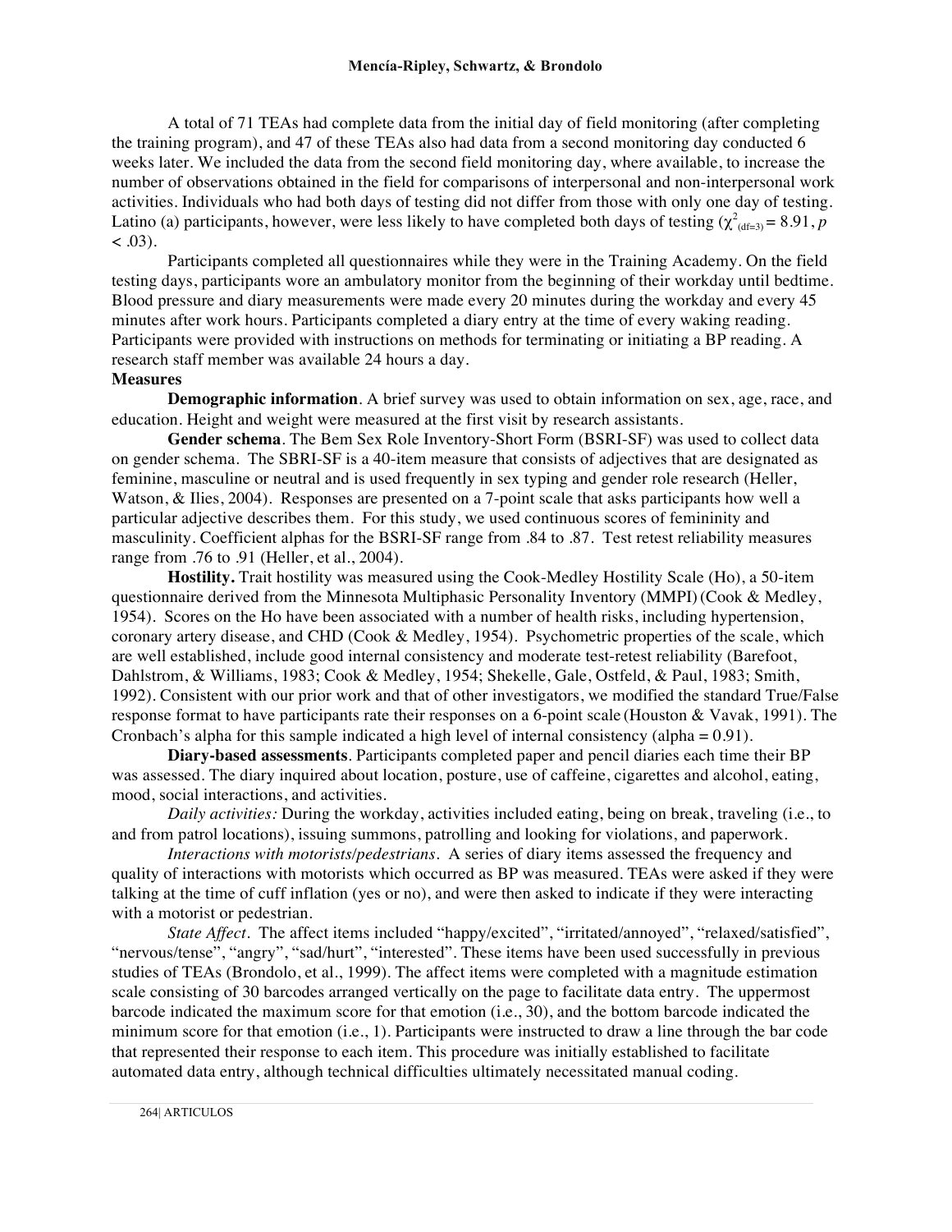A total of 71 TEAs had complete data from the initial day of field monitoring (after completing the training program), and 47 of these TEAs also had data from a second monitoring day conducted 6 weeks later. We included the data from the second field monitoring day, where available, to increase the number of observations obtained in the field for comparisons of interpersonal and non-interpersonal work activities. Individuals who had both days of testing did not differ from those with only one day of testing. Latino (a) participants, however, were less likely to have completed both days of testing ($\chi^2_{(df=3)} = 8.91$, $p < .03$).

Participants completed all questionnaires while they were in the Training Academy. On the field testing days, participants wore an ambulatory monitor from the beginning of their workday until bedtime. Blood pressure and diary measurements were made every 20 minutes during the workday and every 45 minutes after work hours. Participants completed a diary entry at the time of every waking reading. Participants were provided with instructions on methods for terminating or initiating a BP reading. A research staff member was available 24 hours a day.

**Measures**

**Demographic information**. A brief survey was used to obtain information on sex, age, race, and education. Height and weight were measured at the first visit by research assistants.

**Gender schema**. The Bem Sex Role Inventory-Short Form (BSRI-SF) was used to collect data on gender schema. The SBRI-SF is a 40-item measure that consists of adjectives that are designated as feminine, masculine or neutral and is used frequently in sex typing and gender role research (Heller, Watson, & Ilies, 2004). Responses are presented on a 7-point scale that asks participants how well a particular adjective describes them. For this study, we used continuous scores of femininity and masculinity. Coefficient alphas for the BSRI-SF range from .84 to .87. Test retest reliability measures range from .76 to .91 (Heller, et al., 2004).

**Hostility.** Trait hostility was measured using the Cook-Medley Hostility Scale (Ho), a 50-item questionnaire derived from the Minnesota Multiphasic Personality Inventory (MMPI) (Cook & Medley, 1954). Scores on the Ho have been associated with a number of health risks, including hypertension, coronary artery disease, and CHD (Cook & Medley, 1954). Psychometric properties of the scale, which are well established, include good internal consistency and moderate test-retest reliability (Barefoot, Dahlstrom, & Williams, 1983; Cook & Medley, 1954; Shekelle, Gale, Ostfeld, & Paul, 1983; Smith, 1992). Consistent with our prior work and that of other investigators, we modified the standard True/False response format to have participants rate their responses on a 6-point scale (Houston & Vavak, 1991). The Cronbach's alpha for this sample indicated a high level of internal consistency (alpha = 0.91).

**Diary-based assessments**. Participants completed paper and pencil diaries each time their BP was assessed. The diary inquired about location, posture, use of caffeine, cigarettes and alcohol, eating, mood, social interactions, and activities.

*Daily activities:* During the workday, activities included eating, being on break, traveling (i.e., to and from patrol locations), issuing summons, patrolling and looking for violations, and paperwork.

*Interactions with motorists/pedestrians*. A series of diary items assessed the frequency and quality of interactions with motorists which occurred as BP was measured. TEAs were asked if they were talking at the time of cuff inflation (yes or no), and were then asked to indicate if they were interacting with a motorist or pedestrian.

*State Affect*. The affect items included "happy/excited", "irritated/annoyed", "relaxed/satisfied", "nervous/tense", "angry", "sad/hurt", "interested". These items have been used successfully in previous studies of TEAs (Brondolo, et al., 1999). The affect items were completed with a magnitude estimation scale consisting of 30 barcodes arranged vertically on the page to facilitate data entry. The uppermost barcode indicated the maximum score for that emotion (i.e., 30), and the bottom barcode indicated the minimum score for that emotion (i.e., 1). Participants were instructed to draw a line through the bar code that represented their response to each item. This procedure was initially established to facilitate automated data entry, although technical difficulties ultimately necessitated manual coding.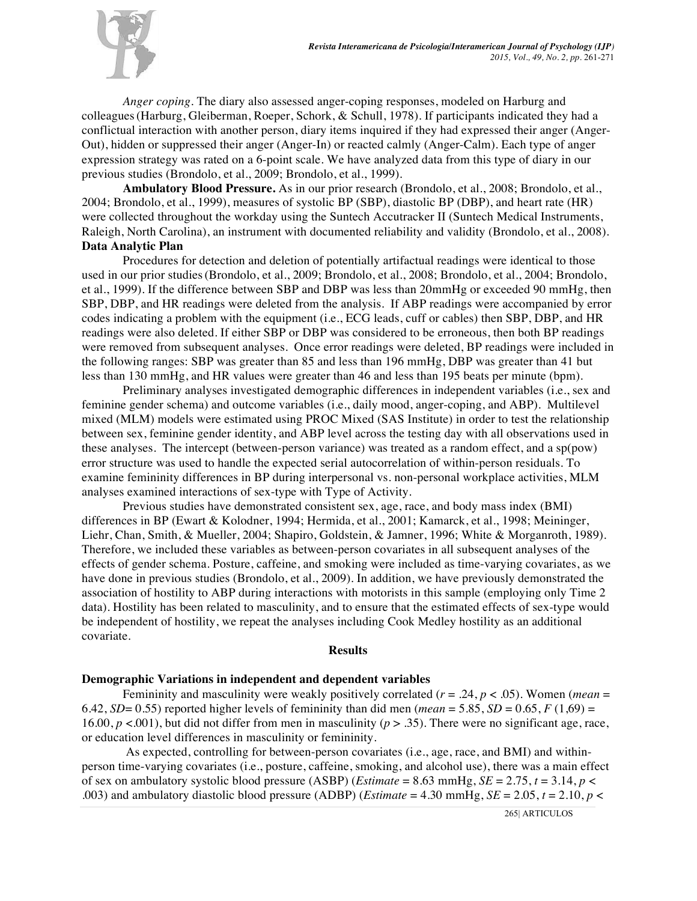*Anger coping*. The diary also assessed anger-coping responses, modeled on Harburg and colleagues (Harburg, Gleiberman, Roeper, Schork, & Schull, 1978). If participants indicated they had a conflictual interaction with another person, diary items inquired if they had expressed their anger (Anger-Out), hidden or suppressed their anger (Anger-In) or reacted calmly (Anger-Calm). Each type of anger expression strategy was rated on a 6-point scale. We have analyzed data from this type of diary in our previous studies (Brondolo, et al., 2009; Brondolo, et al., 1999).

**Ambulatory Blood Pressure.** As in our prior research (Brondolo, et al., 2008; Brondolo, et al., 2004; Brondolo, et al., 1999), measures of systolic BP (SBP), diastolic BP (DBP), and heart rate (HR) were collected throughout the workday using the Suntech Accutracker II (Suntech Medical Instruments, Raleigh, North Carolina), an instrument with documented reliability and validity (Brondolo, et al., 2008).

**Data Analytic Plan**

Procedures for detection and deletion of potentially artifactual readings were identical to those used in our prior studies (Brondolo, et al., 2009; Brondolo, et al., 2008; Brondolo, et al., 2004; Brondolo, et al., 1999). If the difference between SBP and DBP was less than 20mmHg or exceeded 90 mmHg, then SBP, DBP, and HR readings were deleted from the analysis. If ABP readings were accompanied by error codes indicating a problem with the equipment (i.e., ECG leads, cuff or cables) then SBP, DBP, and HR readings were also deleted. If either SBP or DBP was considered to be erroneous, then both BP readings were removed from subsequent analyses. Once error readings were deleted, BP readings were included in the following ranges: SBP was greater than 85 and less than 196 mmHg, DBP was greater than 41 but less than 130 mmHg, and HR values were greater than 46 and less than 195 beats per minute (bpm).

Preliminary analyses investigated demographic differences in independent variables (i.e., sex and feminine gender schema) and outcome variables (i.e., daily mood, anger-coping, and ABP). Multilevel mixed (MLM) models were estimated using PROC Mixed (SAS Institute) in order to test the relationship between sex, feminine gender identity, and ABP level across the testing day with all observations used in these analyses. The intercept (between-person variance) was treated as a random effect, and a sp(pow) error structure was used to handle the expected serial autocorrelation of within-person residuals. To examine femininity differences in BP during interpersonal vs. non-personal workplace activities, MLM analyses examined interactions of sex-type with Type of Activity.

Previous studies have demonstrated consistent sex, age, race, and body mass index (BMI) differences in BP (Ewart & Kolodner, 1994; Hermida, et al., 2001; Kamarck, et al., 1998; Meininger, Liehr, Chan, Smith, & Mueller, 2004; Shapiro, Goldstein, & Jamner, 1996; White & Morganroth, 1989). Therefore, we included these variables as between-person covariates in all subsequent analyses of the effects of gender schema. Posture, caffeine, and smoking were included as time-varying covariates, as we have done in previous studies (Brondolo, et al., 2009). In addition, we have previously demonstrated the association of hostility to ABP during interactions with motorists in this sample (employing only Time 2 data). Hostility has been related to masculinity, and to ensure that the estimated effects of sex-type would be independent of hostility, we repeat the analyses including Cook Medley hostility as an additional covariate.

## Results

### Demographic Variations in independent and dependent variables

Femininity and masculinity were weakly positively correlated ($r = .24$, $p < .05$). Women (*mean* = 6.42, *SD*= 0.55) reported higher levels of femininity than did men (*mean* = 5.85, *SD* = 0.65, $F(1,69) = 16.00$, $p < .001$), but did not differ from men in masculinity ($p > .35$). There were no significant age, race, or education level differences in masculinity or femininity.

As expected, controlling for between-person covariates (i.e., age, race, and BMI) and within-person time-varying covariates (i.e., posture, caffeine, smoking, and alcohol use), there was a main effect of sex on ambulatory systolic blood pressure (ASBP) (*Estimate* = 8.63 mmHg, *SE* = 2.75, $t = 3.14$, $p < .003$) and ambulatory diastolic blood pressure (ADBP) (*Estimate* = 4.30 mmHg, *SE* = 2.05, $t = 2.10$, $p <$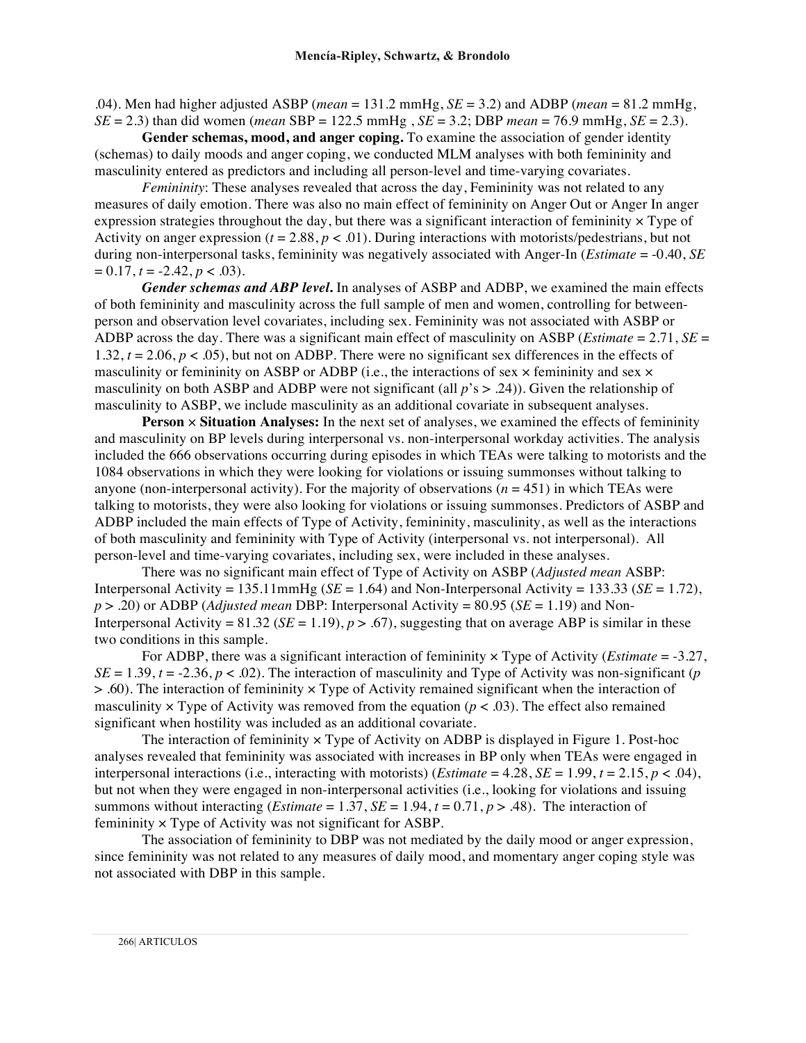.04). Men had higher adjusted ASBP (*mean* = 131.2 mmHg, *SE* = 3.2) and ADBP (*mean* = 81.2 mmHg, *SE* = 2.3) than did women (*mean* SBP = 122.5 mmHg , *SE* = 3.2; DBP *mean* = 76.9 mmHg, *SE* = 2.3).

**Gender schemas, mood, and anger coping.** To examine the association of gender identity (schemas) to daily moods and anger coping, we conducted MLM analyses with both femininity and masculinity entered as predictors and including all person-level and time-varying covariates.

*Femininity*: These analyses revealed that across the day, Femininity was not related to any measures of daily emotion. There was also no main effect of femininity on Anger Out or Anger In anger expression strategies throughout the day, but there was a significant interaction of femininity × Type of Activity on anger expression ($t = 2.88$, $p < .01$). During interactions with motorists/pedestrians, but not during non-interpersonal tasks, femininity was negatively associated with Anger-In (*Estimate* = -0.40, *SE* = 0.17, $t = -2.42$, $p < .03$).

***Gender schemas and ABP level.*** In analyses of ASBP and ADBP, we examined the main effects of both femininity and masculinity across the full sample of men and women, controlling for between-person and observation level covariates, including sex. Femininity was not associated with ASBP or ADBP across the day. There was a significant main effect of masculinity on ASBP (*Estimate* = 2.71, *SE* = 1.32, $t = 2.06$, $p < .05$), but not on ADBP. There were no significant sex differences in the effects of masculinity or femininity on ASBP or ADBP (i.e., the interactions of sex × femininity and sex × masculinity on both ASBP and ADBP were not significant (all *p*'s > .24)). Given the relationship of masculinity to ASBP, we include masculinity as an additional covariate in subsequent analyses.

**Person × Situation Analyses:** In the next set of analyses, we examined the effects of femininity and masculinity on BP levels during interpersonal vs. non-interpersonal workday activities. The analysis included the 666 observations occurring during episodes in which TEAs were talking to motorists and the 1084 observations in which they were looking for violations or issuing summonses without talking to anyone (non-interpersonal activity). For the majority of observations ($n = 451$) in which TEAs were talking to motorists, they were also looking for violations or issuing summonses. Predictors of ASBP and ADBP included the main effects of Type of Activity, femininity, masculinity, as well as the interactions of both masculinity and femininity with Type of Activity (interpersonal vs. not interpersonal). All person-level and time-varying covariates, including sex, were included in these analyses.

There was no significant main effect of Type of Activity on ASBP (*Adjusted mean* ASBP: Interpersonal Activity = 135.11mmHg (*SE* = 1.64) and Non-Interpersonal Activity = 133.33 (*SE* = 1.72), $p > .20$) or ADBP (*Adjusted mean* DBP: Interpersonal Activity = 80.95 (*SE* = 1.19) and Non-Interpersonal Activity = 81.32 (*SE* = 1.19), $p > .67$), suggesting that on average ABP is similar in these two conditions in this sample.

For ADBP, there was a significant interaction of femininity × Type of Activity (*Estimate* = -3.27, *SE* = 1.39, $t = -2.36$, $p < .02$). The interaction of masculinity and Type of Activity was non-significant ($p > .60$). The interaction of femininity × Type of Activity remained significant when the interaction of masculinity × Type of Activity was removed from the equation ($p < .03$). The effect also remained significant when hostility was included as an additional covariate.

The interaction of femininity × Type of Activity on ADBP is displayed in Figure 1. Post-hoc analyses revealed that femininity was associated with increases in BP only when TEAs were engaged in interpersonal interactions (i.e., interacting with motorists) (*Estimate* = 4.28, *SE* = 1.99, $t = 2.15$, $p < .04$), but not when they were engaged in non-interpersonal activities (i.e., looking for violations and issuing summons without interacting (*Estimate* = 1.37, *SE* = 1.94, $t = 0.71$, $p > .48$). The interaction of femininity × Type of Activity was not significant for ASBP.

The association of femininity to DBP was not mediated by the daily mood or anger expression, since femininity was not related to any measures of daily mood, and momentary anger coping style was not associated with DBP in this sample.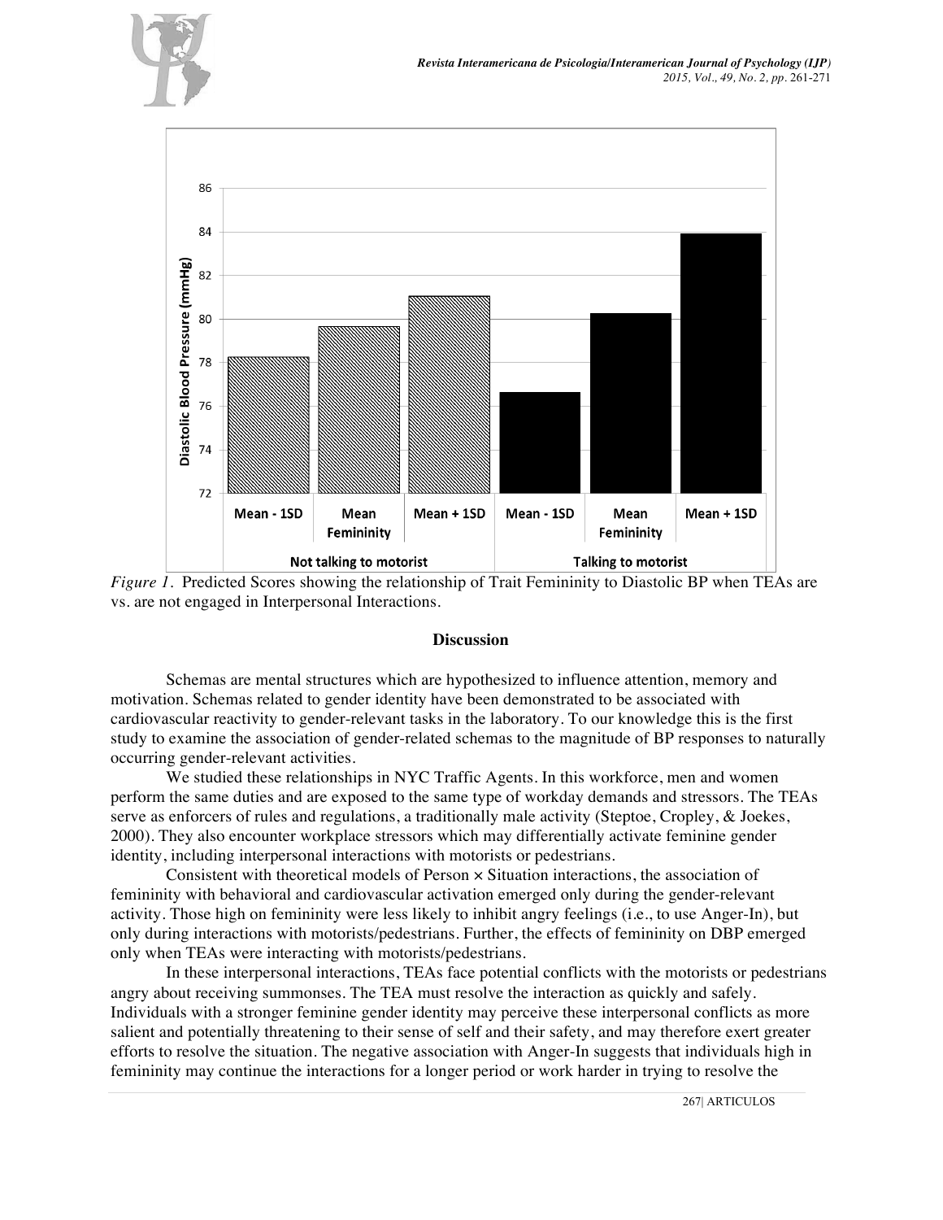*Figure 1*. Predicted Scores showing the relationship of Trait Femininity to Diastolic BP when TEAs are vs. are not engaged in Interpersonal Interactions.

### Discussion

Schemas are mental structures which are hypothesized to influence attention, memory and motivation. Schemas related to gender identity have been demonstrated to be associated with cardiovascular reactivity to gender-relevant tasks in the laboratory. To our knowledge this is the first study to examine the association of gender-related schemas to the magnitude of BP responses to naturally occurring gender-relevant activities.

We studied these relationships in NYC Traffic Agents. In this workforce, men and women perform the same duties and are exposed to the same type of workday demands and stressors. The TEAs serve as enforcers of rules and regulations, a traditionally male activity (Steptoe, Cropley, & Joekes, 2000). They also encounter workplace stressors which may differentially activate feminine gender identity, including interpersonal interactions with motorists or pedestrians.

Consistent with theoretical models of Person × Situation interactions, the association of femininity with behavioral and cardiovascular activation emerged only during the gender-relevant activity. Those high on femininity were less likely to inhibit angry feelings (i.e., to use Anger-In), but only during interactions with motorists/pedestrians. Further, the effects of femininity on DBP emerged only when TEAs were interacting with motorists/pedestrians.

In these interpersonal interactions, TEAs face potential conflicts with the motorists or pedestrians angry about receiving summonses. The TEA must resolve the interaction as quickly and safely. Individuals with a stronger feminine gender identity may perceive these interpersonal conflicts as more salient and potentially threatening to their sense of self and their safety, and may therefore exert greater efforts to resolve the situation. The negative association with Anger-In suggests that individuals high in femininity may continue the interactions for a longer period or work harder in trying to resolve the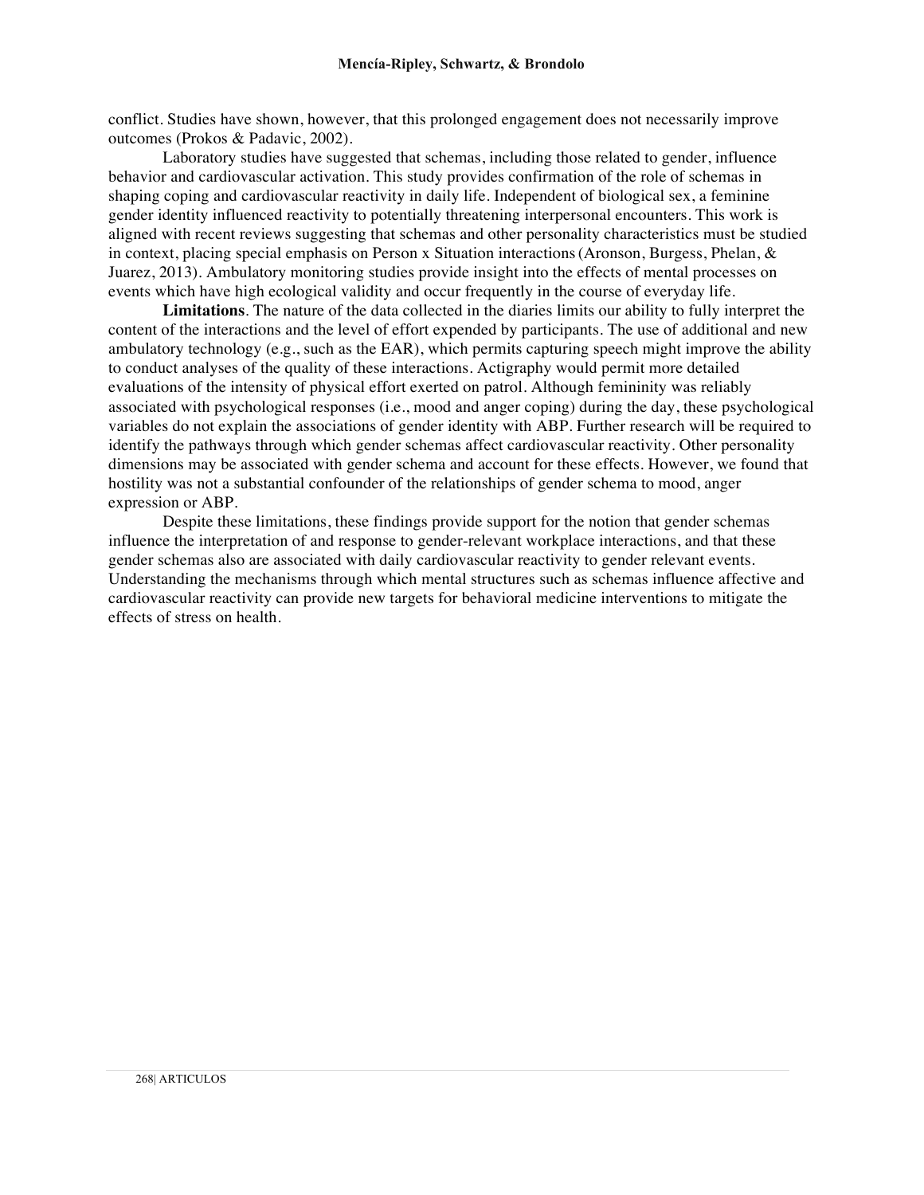conflict. Studies have shown, however, that this prolonged engagement does not necessarily improve outcomes (Prokos & Padavic, 2002).

Laboratory studies have suggested that schemas, including those related to gender, influence behavior and cardiovascular activation. This study provides confirmation of the role of schemas in shaping coping and cardiovascular reactivity in daily life. Independent of biological sex, a feminine gender identity influenced reactivity to potentially threatening interpersonal encounters. This work is aligned with recent reviews suggesting that schemas and other personality characteristics must be studied in context, placing special emphasis on Person x Situation interactions (Aronson, Burgess, Phelan, & Juarez, 2013). Ambulatory monitoring studies provide insight into the effects of mental processes on events which have high ecological validity and occur frequently in the course of everyday life.

**Limitations**. The nature of the data collected in the diaries limits our ability to fully interpret the content of the interactions and the level of effort expended by participants. The use of additional and new ambulatory technology (e.g., such as the EAR), which permits capturing speech might improve the ability to conduct analyses of the quality of these interactions. Actigraphy would permit more detailed evaluations of the intensity of physical effort exerted on patrol. Although femininity was reliably associated with psychological responses (i.e., mood and anger coping) during the day, these psychological variables do not explain the associations of gender identity with ABP. Further research will be required to identify the pathways through which gender schemas affect cardiovascular reactivity. Other personality dimensions may be associated with gender schema and account for these effects. However, we found that hostility was not a substantial confounder of the relationships of gender schema to mood, anger expression or ABP.

Despite these limitations, these findings provide support for the notion that gender schemas influence the interpretation of and response to gender-relevant workplace interactions, and that these gender schemas also are associated with daily cardiovascular reactivity to gender relevant events. Understanding the mechanisms through which mental structures such as schemas influence affective and cardiovascular reactivity can provide new targets for behavioral medicine interventions to mitigate the effects of stress on health.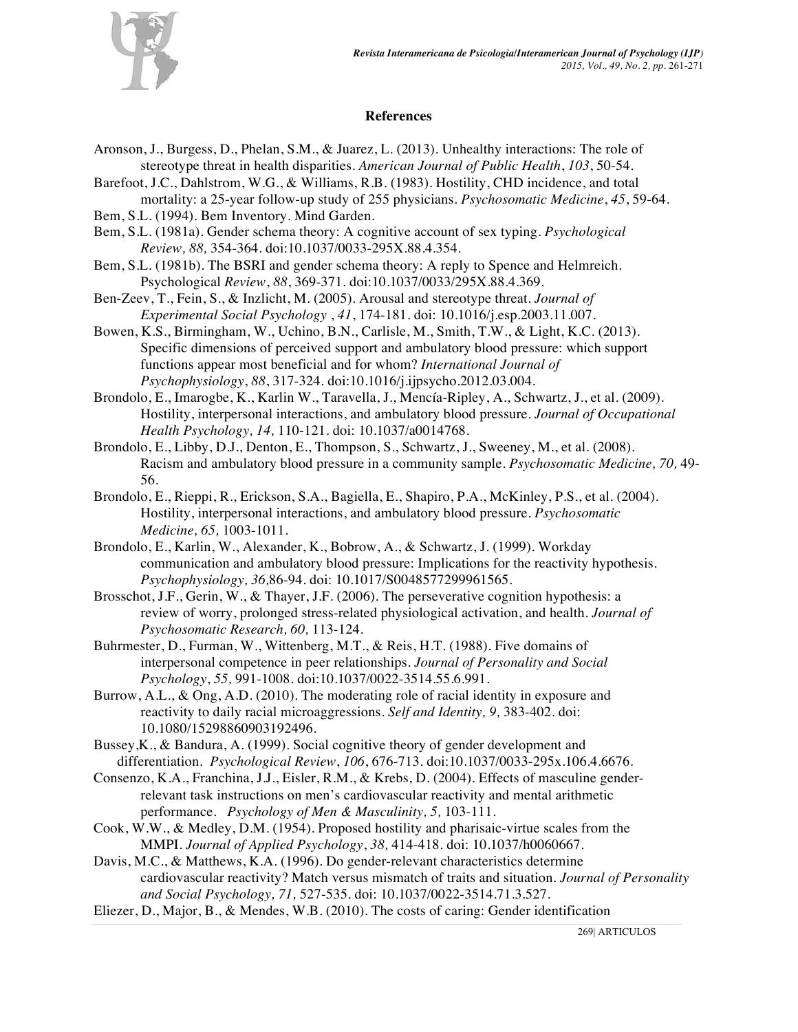## References

Aronson, J., Burgess, D., Phelan, S.M., & Juarez, L. (2013). Unhealthy interactions: The role of stereotype threat in health disparities. *American Journal of Public Health*, *103*, 50-54.

Barefoot, J.C., Dahlstrom, W.G., & Williams, R.B. (1983). Hostility, CHD incidence, and total mortality: a 25-year follow-up study of 255 physicians. *Psychosomatic Medicine*, *45*, 59-64.

Bem, S.L. (1994). Bem Inventory. Mind Garden.

Bem, S.L. (1981a). Gender schema theory: A cognitive account of sex typing. *Psychological Review, 88,* 354-364. doi:10.1037/0033-295X.88.4.354.

Bem, S.L. (1981b). The BSRI and gender schema theory: A reply to Spence and Helmreich. Psychological *Review*, *88*, 369-371. doi:10.1037/0033/295X.88.4.369.

Ben-Zeev, T., Fein, S., & Inzlicht, M. (2005). Arousal and stereotype threat. *Journal of Experimental Social Psychology* , *41*, 174-181. doi: 10.1016/j.esp.2003.11.007.

Bowen, K.S., Birmingham, W., Uchino, B.N., Carlisle, M., Smith, T.W., & Light, K.C. (2013). Specific dimensions of perceived support and ambulatory blood pressure: which support functions appear most beneficial and for whom? *International Journal of Psychophysiology*, *88*, 317-324. doi:10.1016/j.ijpsycho.2012.03.004.

Brondolo, E., Imarogbe, K., Karlin W., Taravella, J., Mencía-Ripley, A., Schwartz, J., et al. (2009). Hostility, interpersonal interactions, and ambulatory blood pressure. *Journal of Occupational Health Psychology, 14,* 110-121. doi: 10.1037/a0014768.

Brondolo, E., Libby, D.J., Denton, E., Thompson, S., Schwartz, J., Sweeney, M., et al. (2008). Racism and ambulatory blood pressure in a community sample. *Psychosomatic Medicine, 70,* 49-56.

Brondolo, E., Rieppi, R., Erickson, S.A., Bagiella, E., Shapiro, P.A., McKinley, P.S., et al. (2004). Hostility, interpersonal interactions, and ambulatory blood pressure. *Psychosomatic Medicine, 65,* 1003-1011.

Brondolo, E., Karlin, W., Alexander, K., Bobrow, A., & Schwartz, J. (1999). Workday communication and ambulatory blood pressure: Implications for the reactivity hypothesis. *Psychophysiology, 36,*86-94. doi: 10.1017/S0048577299961565.

Brosschot, J.F., Gerin, W., & Thayer, J.F. (2006). The perseverative cognition hypothesis: a review of worry, prolonged stress-related physiological activation, and health. *Journal of Psychosomatic Research, 60,* 113-124.

Buhrmester, D., Furman, W., Wittenberg, M.T., & Reis, H.T. (1988). Five domains of interpersonal competence in peer relationships. *Journal of Personality and Social Psychology*, *55,* 991-1008. doi:10.1037/0022-3514.55.6.991.

Burrow, A.L., & Ong, A.D. (2010). The moderating role of racial identity in exposure and reactivity to daily racial microaggressions. *Self and Identity, 9,* 383-402. doi: 10.1080/15298860903192496.

Bussey,K., & Bandura, A. (1999). Social cognitive theory of gender development and differentiation. *Psychological Review*, *106*, 676-713. doi:10.1037/0033-295x.106.4.6676.

Consenzo, K.A., Franchina, J.J., Eisler, R.M., & Krebs, D. (2004). Effects of masculine gender-relevant task instructions on men's cardiovascular reactivity and mental arithmetic performance. *Psychology of Men & Masculinity, 5,* 103-111.

Cook, W.W., & Medley, D.M. (1954). Proposed hostility and pharisaic-virtue scales from the MMPI. *Journal of Applied Psychology*, *38,* 414-418. doi: 10.1037/h0060667.

Davis, M.C., & Matthews, K.A. (1996). Do gender-relevant characteristics determine cardiovascular reactivity? Match versus mismatch of traits and situation. *Journal of Personality and Social Psychology, 71,* 527-535. doi: 10.1037/0022-3514.71.3.527.

Eliezer, D., Major, B., & Mendes, W.B. (2010). The costs of caring: Gender identification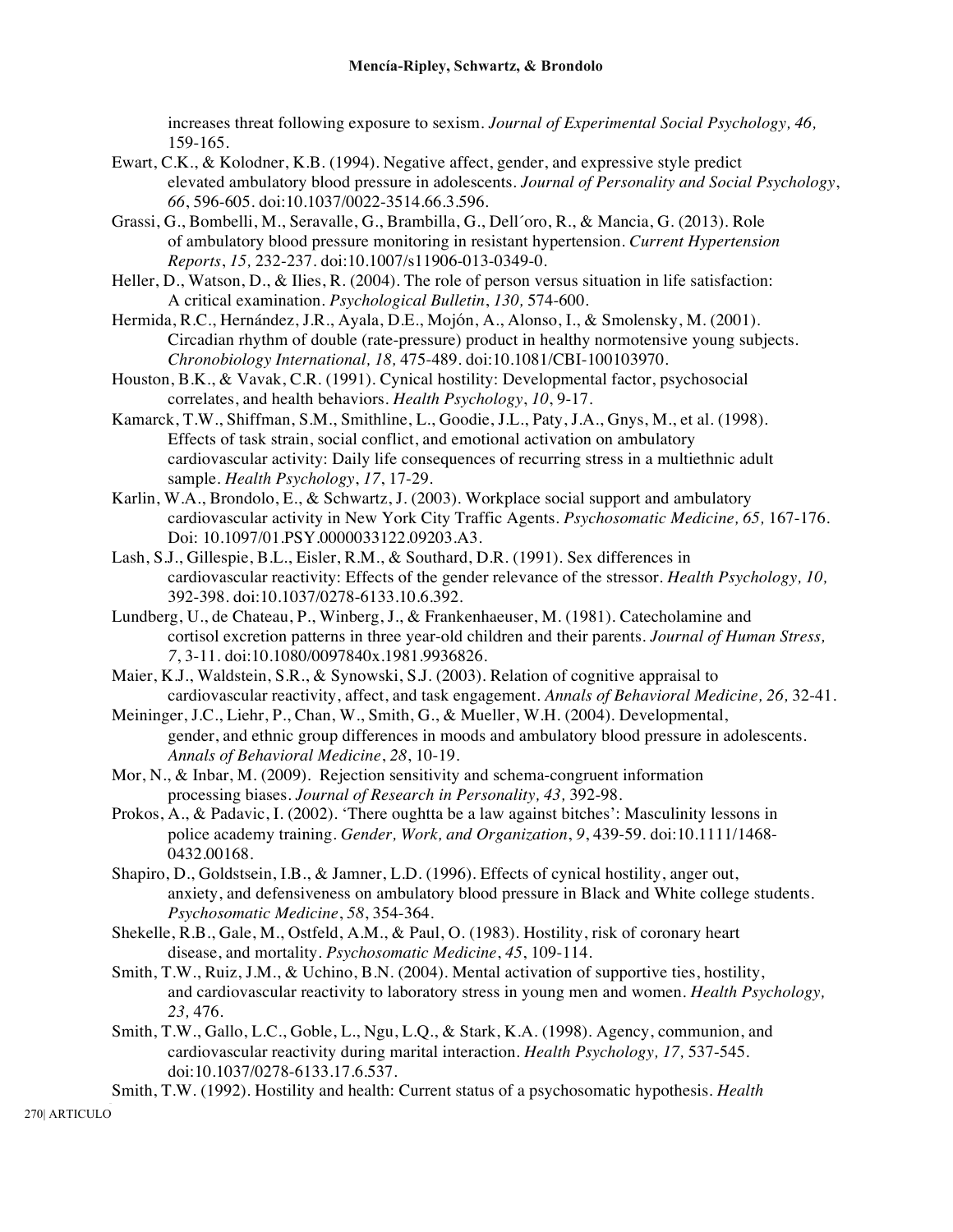increases threat following exposure to sexism. *Journal of Experimental Social Psychology, 46,* 159-165.

Ewart, C.K., & Kolodner, K.B. (1994). Negative affect, gender, and expressive style predict elevated ambulatory blood pressure in adolescents. *Journal of Personality and Social Psychology*, *66*, 596-605. doi:10.1037/0022-3514.66.3.596.

Grassi, G., Bombelli, M., Seravalle, G., Brambilla, G., Dell´oro, R., & Mancia, G. (2013). Role of ambulatory blood pressure monitoring in resistant hypertension. *Current Hypertension Reports*, *15,* 232-237. doi:10.1007/s11906-013-0349-0.

Heller, D., Watson, D., & Ilies, R. (2004). The role of person versus situation in life satisfaction: A critical examination. *Psychological Bulletin*, *130,* 574-600.

Hermida, R.C., Hernández, J.R., Ayala, D.E., Mojón, A., Alonso, I., & Smolensky, M. (2001). Circadian rhythm of double (rate-pressure) product in healthy normotensive young subjects. *Chronobiology International, 18,* 475-489. doi:10.1081/CBI-100103970.

Houston, B.K., & Vavak, C.R. (1991). Cynical hostility: Developmental factor, psychosocial correlates, and health behaviors. *Health Psychology*, *10*, 9-17.

Kamarck, T.W., Shiffman, S.M., Smithline, L., Goodie, J.L., Paty, J.A., Gnys, M., et al. (1998). Effects of task strain, social conflict, and emotional activation on ambulatory cardiovascular activity: Daily life consequences of recurring stress in a multiethnic adult sample. *Health Psychology*, *17*, 17-29.

Karlin, W.A., Brondolo, E., & Schwartz, J. (2003). Workplace social support and ambulatory cardiovascular activity in New York City Traffic Agents. *Psychosomatic Medicine, 65,* 167-176. Doi: 10.1097/01.PSY.0000033122.09203.A3.

Lash, S.J., Gillespie, B.L., Eisler, R.M., & Southard, D.R. (1991). Sex differences in cardiovascular reactivity: Effects of the gender relevance of the stressor. *Health Psychology, 10,* 392-398. doi:10.1037/0278-6133.10.6.392.

Lundberg, U., de Chateau, P., Winberg, J., & Frankenhaeuser, M. (1981). Catecholamine and cortisol excretion patterns in three year-old children and their parents. *Journal of Human Stress, 7*, 3-11. doi:10.1080/0097840x.1981.9936826.

Maier, K.J., Waldstein, S.R., & Synowski, S.J. (2003). Relation of cognitive appraisal to cardiovascular reactivity, affect, and task engagement. *Annals of Behavioral Medicine, 26,* 32-41.

Meininger, J.C., Liehr, P., Chan, W., Smith, G., & Mueller, W.H. (2004). Developmental, gender, and ethnic group differences in moods and ambulatory blood pressure in adolescents. *Annals of Behavioral Medicine*, *28*, 10-19.

Mor, N., & Inbar, M. (2009). Rejection sensitivity and schema-congruent information processing biases. *Journal of Research in Personality, 43,* 392-98.

Prokos, A., & Padavic, I. (2002). 'There oughtta be a law against bitches': Masculinity lessons in police academy training. *Gender, Work, and Organization*, *9*, 439-59. doi:10.1111/1468-0432.00168.

Shapiro, D., Goldstsein, I.B., & Jamner, L.D. (1996). Effects of cynical hostility, anger out, anxiety, and defensiveness on ambulatory blood pressure in Black and White college students. *Psychosomatic Medicine*, *58*, 354-364.

Shekelle, R.B., Gale, M., Ostfeld, A.M., & Paul, O. (1983). Hostility, risk of coronary heart disease, and mortality. *Psychosomatic Medicine*, *45*, 109-114.

Smith, T.W., Ruiz, J.M., & Uchino, B.N. (2004). Mental activation of supportive ties, hostility, and cardiovascular reactivity to laboratory stress in young men and women. *Health Psychology, 23,* 476.

Smith, T.W., Gallo, L.C., Goble, L., Ngu, L.Q., & Stark, K.A. (1998). Agency, communion, and cardiovascular reactivity during marital interaction. *Health Psychology, 17,* 537-545. doi:10.1037/0278-6133.17.6.537.

Smith, T.W. (1992). Hostility and health: Current status of a psychosomatic hypothesis. *Health*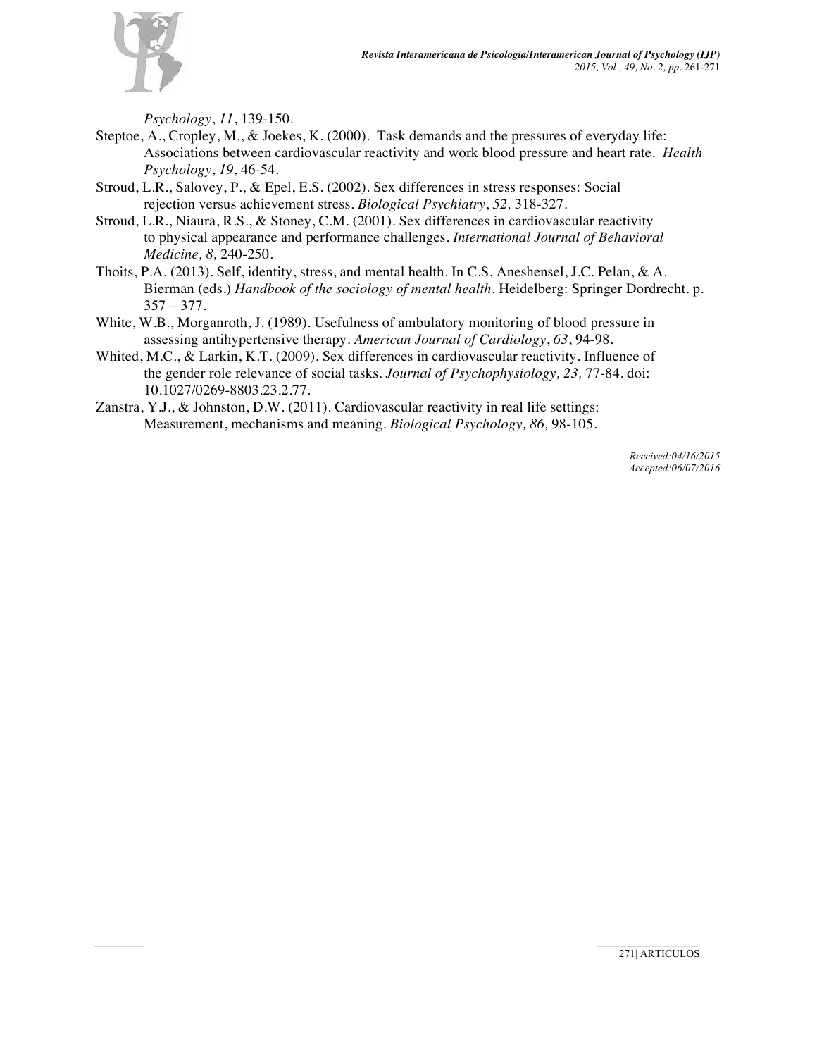*Psychology*, *11*, 139-150.

Steptoe, A., Cropley, M., & Joekes, K. (2000). Task demands and the pressures of everyday life: Associations between cardiovascular reactivity and work blood pressure and heart rate. *Health Psychology*, *19*, 46-54.

Stroud, L.R., Salovey, P., & Epel, E.S. (2002). Sex differences in stress responses: Social rejection versus achievement stress. *Biological Psychiatry*, *52,* 318-327.

Stroud, L.R., Niaura, R.S., & Stoney, C.M. (2001). Sex differences in cardiovascular reactivity to physical appearance and performance challenges. *International Journal of Behavioral Medicine, 8,* 240-250.

Thoits, P.A. (2013). Self, identity, stress, and mental health. In C.S. Aneshensel, J.C. Pelan, & A. Bierman (eds.) *Handbook of the sociology of mental health*. Heidelberg: Springer Dordrecht. p. 357 – 377.

White, W.B., Morganroth, J. (1989). Usefulness of ambulatory monitoring of blood pressure in assessing antihypertensive therapy. *American Journal of Cardiology*, *63*, 94-98.

Whited, M.C., & Larkin, K.T. (2009). Sex differences in cardiovascular reactivity. Influence of the gender role relevance of social tasks. *Journal of Psychophysiology, 23,* 77-84. doi: 10.1027/0269-8803.23.2.77.

Zanstra, Y.J., & Johnston, D.W. (2011). Cardiovascular reactivity in real life settings: Measurement, mechanisms and meaning. *Biological Psychology, 86,* 98-105.

*Received:04/16/2015*
*Accepted:06/07/2016*